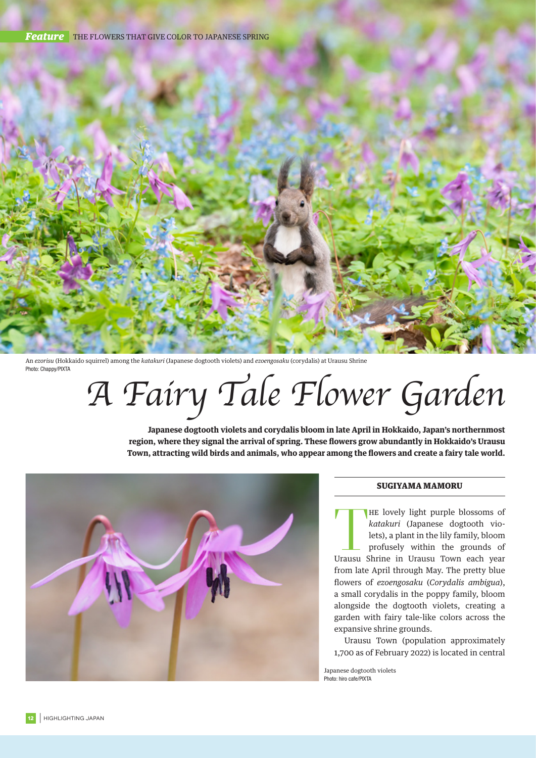**Feature** THE FLOWERS THAT GIVE COLOR TO JAPANESE SPRING

An *ezorisu* (Hokkaido squirrel) among the *katakuri* (Japanese dogtooth violets) and *ezoengosaku* (corydalis) at Urausu Shrine
Photo: Chappy/PIXTA

# A Fairy Tale Flower Garden

**Japanese dogtooth violets and corydalis bloom in late April in Hokkaido, Japan's northernmost region, where they signal the arrival of spring. These flowers grow abundantly in Hokkaido's Urausu Town, attracting wild birds and animals, who appear among the flowers and create a fairy tale world.**

**SUGIYAMA MAMORU**

THE lovely light purple blossoms of *katakuri* (Japanese dogtooth violets), a plant in the lily family, bloom profusely within the grounds of Urausu Shrine in Urausu Town each year from late April through May. The pretty blue flowers of *ezoengosaku* (*Corydalis ambigua*), a small corydalis in the poppy family, bloom alongside the dogtooth violets, creating a garden with fairy tale-like colors across the expansive shrine grounds.

Urausu Town (population approximately 1,700 as of February 2022) is located in central

Japanese dogtooth violets
Photo: hiro cafe/PIXTA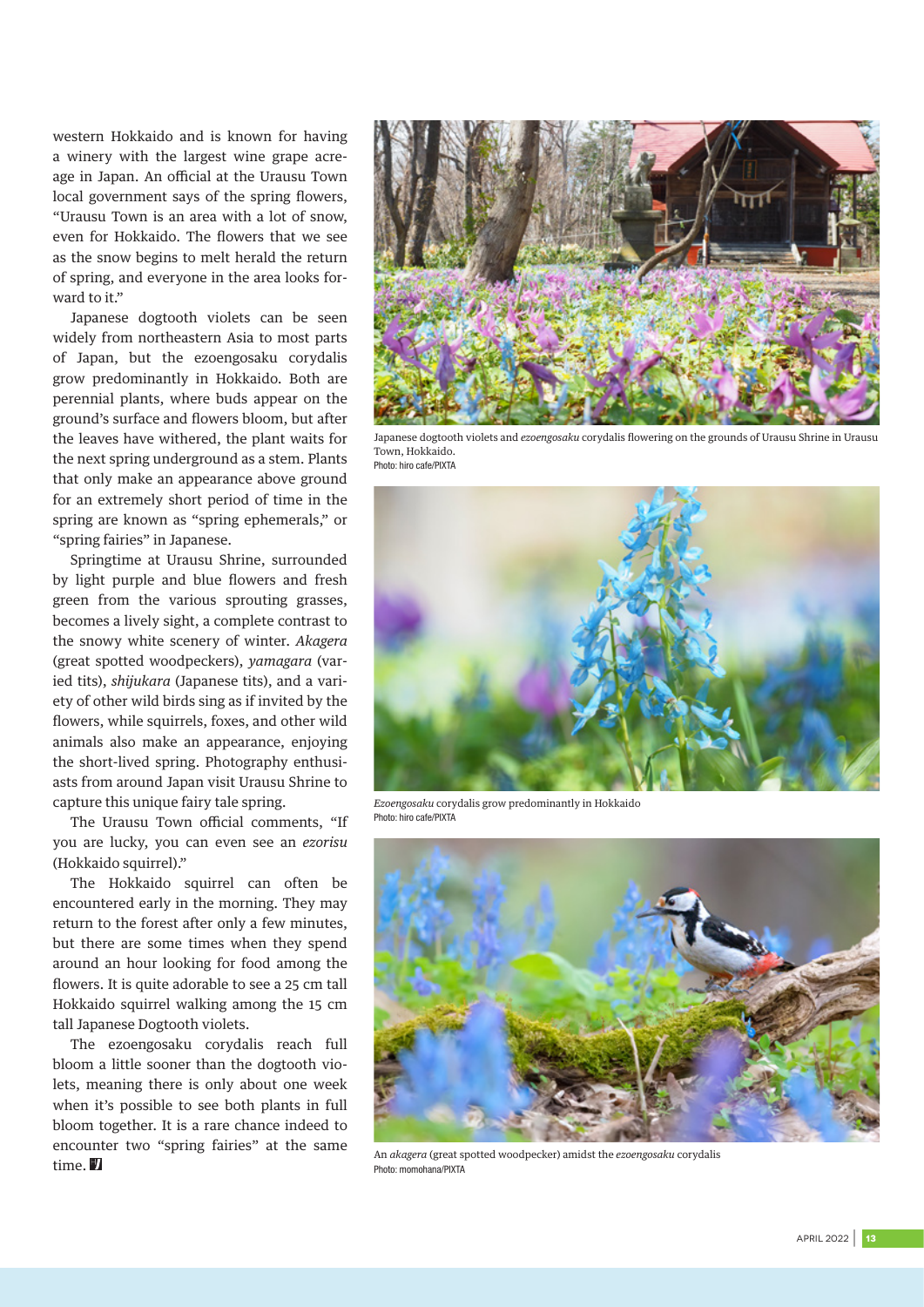western Hokkaido and is known for having a winery with the largest wine grape acreage in Japan. An official at the Urausu Town local government says of the spring flowers, "Urausu Town is an area with a lot of snow, even for Hokkaido. The flowers that we see as the snow begins to melt herald the return of spring, and everyone in the area looks forward to it."

Japanese dogtooth violets can be seen widely from northeastern Asia to most parts of Japan, but the ezoengosaku corydalis grow predominantly in Hokkaido. Both are perennial plants, where buds appear on the ground's surface and flowers bloom, but after the leaves have withered, the plant waits for the next spring underground as a stem. Plants that only make an appearance above ground for an extremely short period of time in the spring are known as "spring ephemerals," or "spring fairies" in Japanese.

Springtime at Urausu Shrine, surrounded by light purple and blue flowers and fresh green from the various sprouting grasses, becomes a lively sight, a complete contrast to the snowy white scenery of winter. *Akagera* (great spotted woodpeckers), *yamagara* (varied tits), *shijukara* (Japanese tits), and a variety of other wild birds sing as if invited by the flowers, while squirrels, foxes, and other wild animals also make an appearance, enjoying the short-lived spring. Photography enthusiasts from around Japan visit Urausu Shrine to capture this unique fairy tale spring.

The Urausu Town official comments, "If you are lucky, you can even see an *ezorisu* (Hokkaido squirrel)."

The Hokkaido squirrel can often be encountered early in the morning. They may return to the forest after only a few minutes, but there are some times when they spend around an hour looking for food among the flowers. It is quite adorable to see a 25 cm tall Hokkaido squirrel walking among the 15 cm tall Japanese Dogtooth violets.

The ezoengosaku corydalis reach full bloom a little sooner than the dogtooth violets, meaning there is only about one week when it's possible to see both plants in full bloom together. It is a rare chance indeed to encounter two "spring fairies" at the same time.

Japanese dogtooth violets and *ezoengosaku* corydalis flowering on the grounds of Urausu Shrine in Urausu Town, Hokkaido.
Photo: hiro cafe/PIXTA

*Ezoengosaku* corydalis grow predominantly in Hokkaido
Photo: hiro cafe/PIXTA

An *akagera* (great spotted woodpecker) amidst the *ezoengosaku* corydalis
Photo: momohana/PIXTA